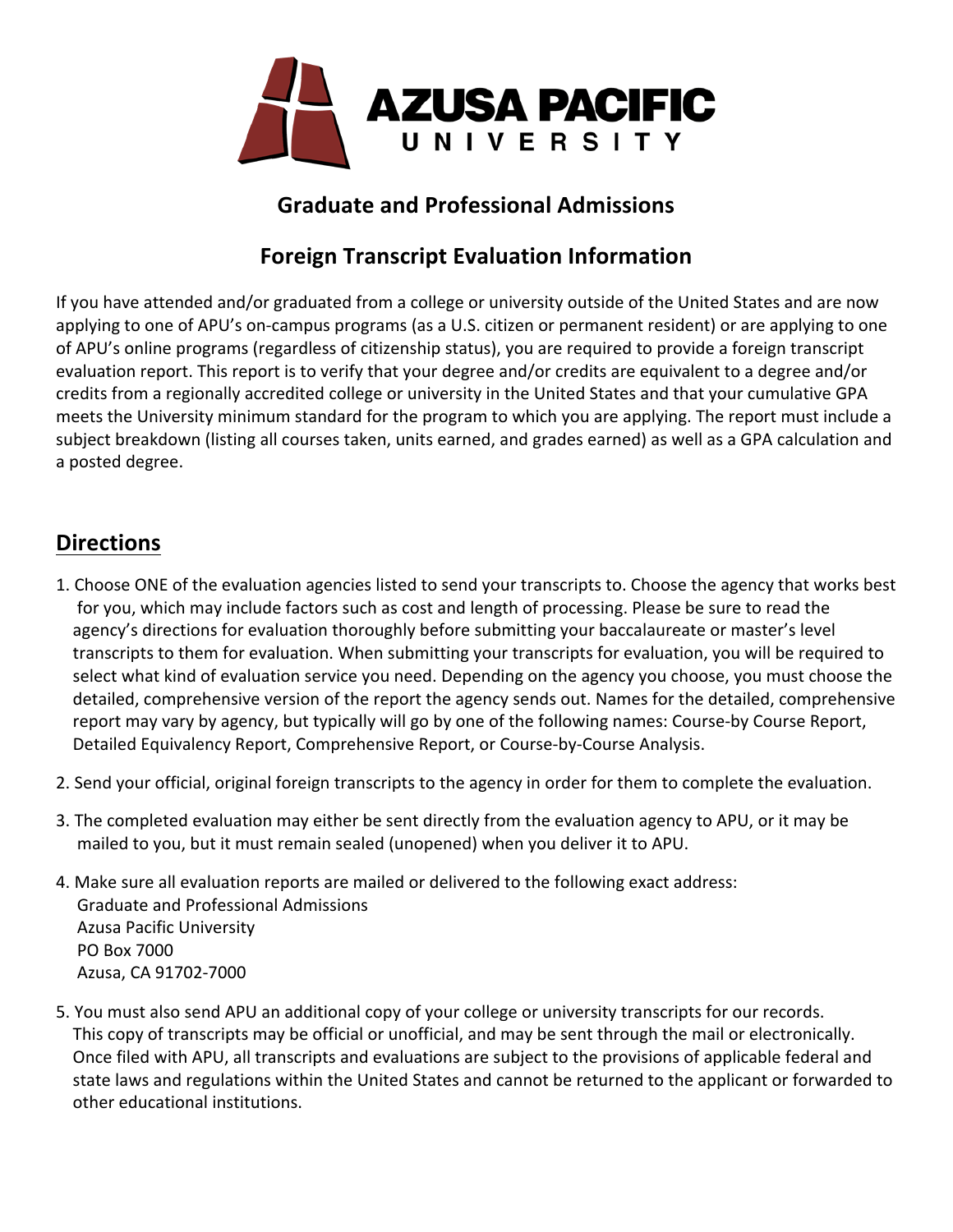# AZUSA PACIFIC UNIVERSITY

## Graduate and Professional Admissions

## Foreign Transcript Evaluation Information

If you have attended and/or graduated from a college or university outside of the United States and are now applying to one of APU's on-campus programs (as a U.S. citizen or permanent resident) or are applying to one of APU's online programs (regardless of citizenship status), you are required to provide a foreign transcript evaluation report. This report is to verify that your degree and/or credits are equivalent to a degree and/or credits from a regionally accredited college or university in the United States and that your cumulative GPA meets the University minimum standard for the program to which you are applying. The report must include a subject breakdown (listing all courses taken, units earned, and grades earned) as well as a GPA calculation and a posted degree.

## Directions

1. Choose ONE of the evaluation agencies listed to send your transcripts to. Choose the agency that works best for you, which may include factors such as cost and length of processing. Please be sure to read the agency's directions for evaluation thoroughly before submitting your baccalaureate or master's level transcripts to them for evaluation. When submitting your transcripts for evaluation, you will be required to select what kind of evaluation service you need. Depending on the agency you choose, you must choose the detailed, comprehensive version of the report the agency sends out. Names for the detailed, comprehensive report may vary by agency, but typically will go by one of the following names: Course-by Course Report, Detailed Equivalency Report, Comprehensive Report, or Course-by-Course Analysis.

2. Send your official, original foreign transcripts to the agency in order for them to complete the evaluation.

3. The completed evaluation may either be sent directly from the evaluation agency to APU, or it may be mailed to you, but it must remain sealed (unopened) when you deliver it to APU.

4. Make sure all evaluation reports are mailed or delivered to the following exact address:
   Graduate and Professional Admissions
   Azusa Pacific University
   PO Box 7000
   Azusa, CA 91702-7000

5. You must also send APU an additional copy of your college or university transcripts for our records. This copy of transcripts may be official or unofficial, and may be sent through the mail or electronically. Once filed with APU, all transcripts and evaluations are subject to the provisions of applicable federal and state laws and regulations within the United States and cannot be returned to the applicant or forwarded to other educational institutions.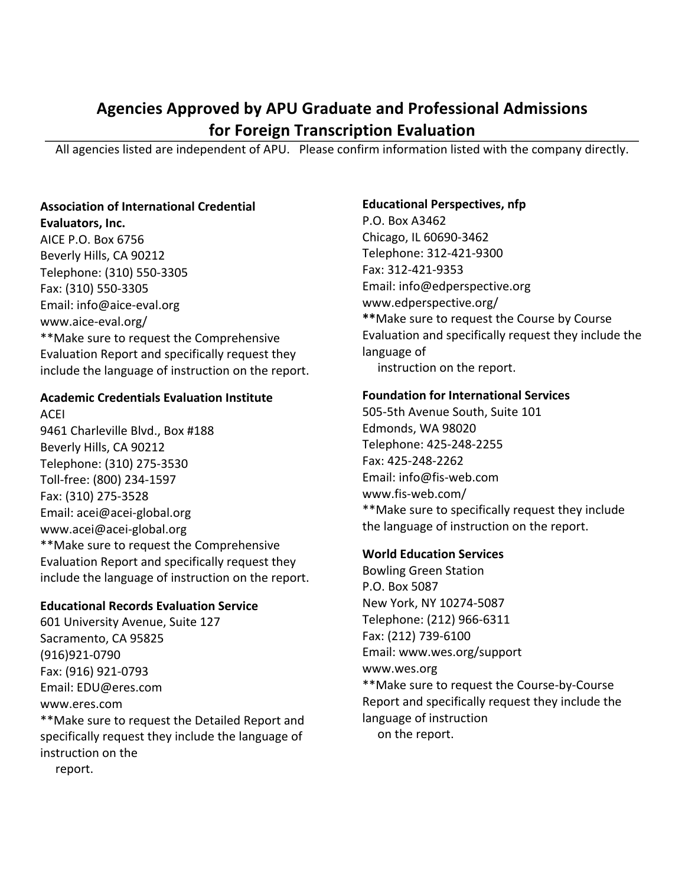# Agencies Approved by APU Graduate and Professional Admissions for Foreign Transcription Evaluation

All agencies listed are independent of APU. Please confirm information listed with the company directly.

**Association of International Credential Evaluators, Inc.**
AICE P.O. Box 6756
Beverly Hills, CA 90212
Telephone: (310) 550-3305
Fax: (310) 550-3305
Email: info@aice-eval.org
www.aice-eval.org/
**Make sure to request the Comprehensive Evaluation Report and specifically request they include the language of instruction on the report.

**Academic Credentials Evaluation Institute**
ACEI
9461 Charleville Blvd., Box #188
Beverly Hills, CA 90212
Telephone: (310) 275-3530
Toll-free: (800) 234-1597
Fax: (310) 275-3528
Email: acei@acei-global.org
www.acei@acei-global.org
**Make sure to request the Comprehensive Evaluation Report and specifically request they include the language of instruction on the report.

**Educational Records Evaluation Service**
601 University Avenue, Suite 127
Sacramento, CA 95825
(916)921-0790
Fax: (916) 921-0793
Email: EDU@eres.com
www.eres.com
**Make sure to request the Detailed Report and specifically request they include the language of instruction on the report.

**Educational Perspectives, nfp**
P.O. Box A3462
Chicago, IL 60690-3462
Telephone: 312-421-9300
Fax: 312-421-9353
Email: info@edperspective.org
www.edperspective.org/
**Make sure to request the Course by Course Evaluation and specifically request they include the language of instruction on the report.

**Foundation for International Services**
505-5th Avenue South, Suite 101
Edmonds, WA 98020
Telephone: 425-248-2255
Fax: 425-248-2262
Email: info@fis-web.com
www.fis-web.com/
**Make sure to specifically request they include the language of instruction on the report.

**World Education Services**
Bowling Green Station
P.O. Box 5087
New York, NY 10274-5087
Telephone: (212) 966-6311
Fax: (212) 739-6100
Email: www.wes.org/support
www.wes.org
**Make sure to request the Course-by-Course Report and specifically request they include the language of instruction on the report.